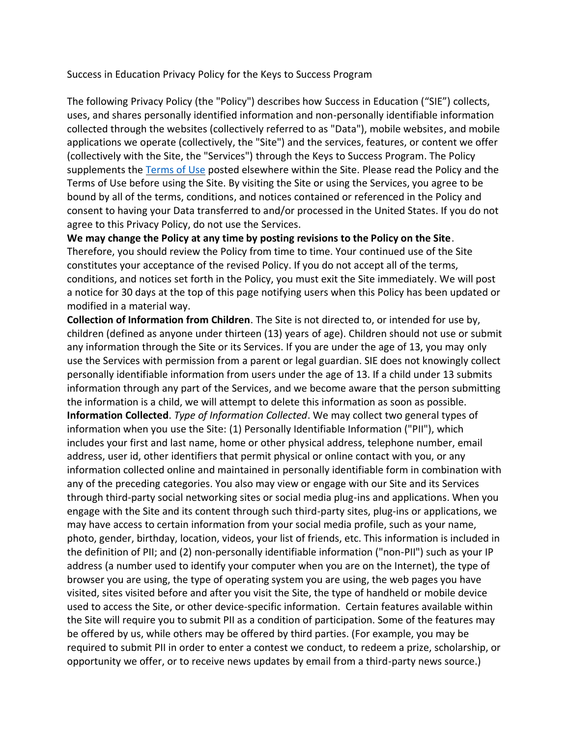# Success in Education Privacy Policy for the Keys to Success Program

The following Privacy Policy (the "Policy") describes how Success in Education ("SIE") collects, uses, and shares personally identified information and non-personally identifiable information collected through the websites (collectively referred to as "Data"), mobile websites, and mobile applications we operate (collectively, the "Site") and the services, features, or content we offer (collectively with the Site, the "Services") through the Keys to Success Program. The Policy supplements the [Terms of Use] posted elsewhere within the Site. Please read the Policy and the Terms of Use before using the Site. By visiting the Site or using the Services, you agree to be bound by all of the terms, conditions, and notices contained or referenced in the Policy and consent to having your Data transferred to and/or processed in the United States. If you do not agree to this Privacy Policy, do not use the Services.

**We may change the Policy at any time by posting revisions to the Policy on the Site**. Therefore, you should review the Policy from time to time. Your continued use of the Site constitutes your acceptance of the revised Policy. If you do not accept all of the terms, conditions, and notices set forth in the Policy, you must exit the Site immediately. We will post a notice for 30 days at the top of this page notifying users when this Policy has been updated or modified in a material way.

**Collection of Information from Children**. The Site is not directed to, or intended for use by, children (defined as anyone under thirteen (13) years of age). Children should not use or submit any information through the Site or its Services. If you are under the age of 13, you may only use the Services with permission from a parent or legal guardian. SIE does not knowingly collect personally identifiable information from users under the age of 13. If a child under 13 submits information through any part of the Services, and we become aware that the person submitting the information is a child, we will attempt to delete this information as soon as possible.

**Information Collected**. *Type of Information Collected*. We may collect two general types of information when you use the Site: (1) Personally Identifiable Information ("PII"), which includes your first and last name, home or other physical address, telephone number, email address, user id, other identifiers that permit physical or online contact with you, or any information collected online and maintained in personally identifiable form in combination with any of the preceding categories. You also may view or engage with our Site and its Services through third-party social networking sites or social media plug-ins and applications. When you engage with the Site and its content through such third-party sites, plug-ins or applications, we may have access to certain information from your social media profile, such as your name, photo, gender, birthday, location, videos, your list of friends, etc. This information is included in the definition of PII; and (2) non-personally identifiable information ("non-PII") such as your IP address (a number used to identify your computer when you are on the Internet), the type of browser you are using, the type of operating system you are using, the web pages you have visited, sites visited before and after you visit the Site, the type of handheld or mobile device used to access the Site, or other device-specific information. Certain features available within the Site will require you to submit PII as a condition of participation. Some of the features may be offered by us, while others may be offered by third parties. (For example, you may be required to submit PII in order to enter a contest we conduct, to redeem a prize, scholarship, or opportunity we offer, or to receive news updates by email from a third-party news source.)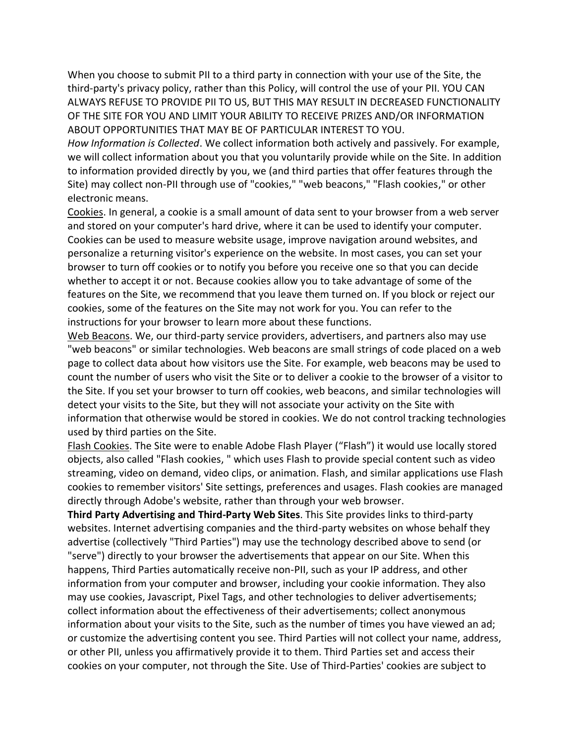When you choose to submit PII to a third party in connection with your use of the Site, the third-party's privacy policy, rather than this Policy, will control the use of your PII. YOU CAN ALWAYS REFUSE TO PROVIDE PII TO US, BUT THIS MAY RESULT IN DECREASED FUNCTIONALITY OF THE SITE FOR YOU AND LIMIT YOUR ABILITY TO RECEIVE PRIZES AND/OR INFORMATION ABOUT OPPORTUNITIES THAT MAY BE OF PARTICULAR INTEREST TO YOU.

*How Information is Collected*. We collect information both actively and passively. For example, we will collect information about you that you voluntarily provide while on the Site. In addition to information provided directly by you, we (and third parties that offer features through the Site) may collect non-PII through use of "cookies," "web beacons," "Flash cookies," or other electronic means.

<u>Cookies</u>. In general, a cookie is a small amount of data sent to your browser from a web server and stored on your computer's hard drive, where it can be used to identify your computer. Cookies can be used to measure website usage, improve navigation around websites, and personalize a returning visitor's experience on the website. In most cases, you can set your browser to turn off cookies or to notify you before you receive one so that you can decide whether to accept it or not. Because cookies allow you to take advantage of some of the features on the Site, we recommend that you leave them turned on. If you block or reject our cookies, some of the features on the Site may not work for you. You can refer to the instructions for your browser to learn more about these functions.

<u>Web Beacons</u>. We, our third-party service providers, advertisers, and partners also may use "web beacons" or similar technologies. Web beacons are small strings of code placed on a web page to collect data about how visitors use the Site. For example, web beacons may be used to count the number of users who visit the Site or to deliver a cookie to the browser of a visitor to the Site. If you set your browser to turn off cookies, web beacons, and similar technologies will detect your visits to the Site, but they will not associate your activity on the Site with information that otherwise would be stored in cookies. We do not control tracking technologies used by third parties on the Site.

<u>Flash Cookies</u>. The Site were to enable Adobe Flash Player ("Flash") it would use locally stored objects, also called "Flash cookies, " which uses Flash to provide special content such as video streaming, video on demand, video clips, or animation. Flash, and similar applications use Flash cookies to remember visitors' Site settings, preferences and usages. Flash cookies are managed directly through Adobe's website, rather than through your web browser.

**Third Party Advertising and Third-Party Web Sites**. This Site provides links to third-party websites. Internet advertising companies and the third-party websites on whose behalf they advertise (collectively "Third Parties") may use the technology described above to send (or "serve") directly to your browser the advertisements that appear on our Site. When this happens, Third Parties automatically receive non-PII, such as your IP address, and other information from your computer and browser, including your cookie information. They also may use cookies, Javascript, Pixel Tags, and other technologies to deliver advertisements; collect information about the effectiveness of their advertisements; collect anonymous information about your visits to the Site, such as the number of times you have viewed an ad; or customize the advertising content you see. Third Parties will not collect your name, address, or other PII, unless you affirmatively provide it to them. Third Parties set and access their cookies on your computer, not through the Site. Use of Third-Parties' cookies are subject to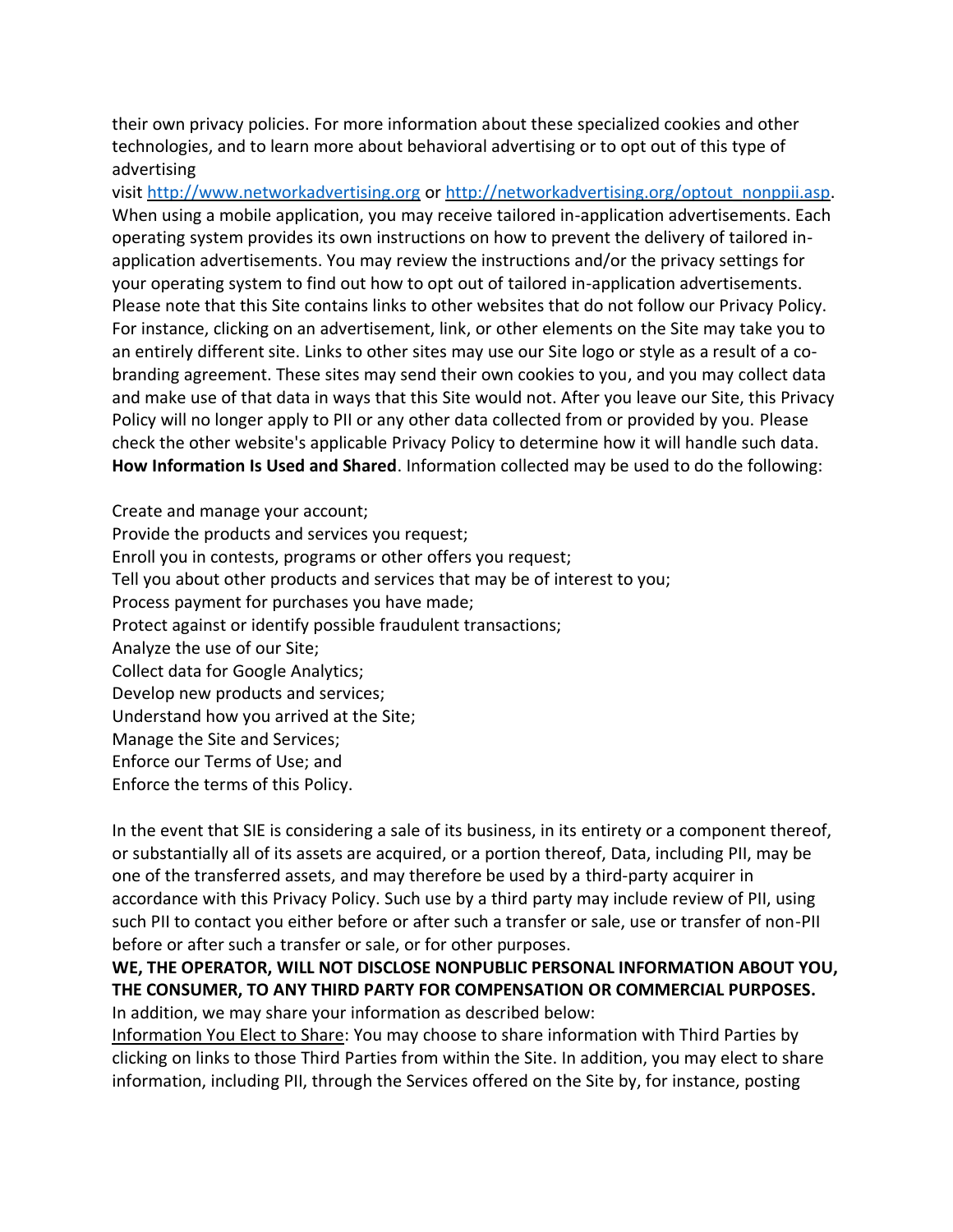their own privacy policies. For more information about these specialized cookies and other technologies, and to learn more about behavioral advertising or to opt out of this type of advertising visit [http://www.networkadvertising.org](http://www.networkadvertising.org) or [http://networkadvertising.org/optout_nonppii.asp](http://networkadvertising.org/optout_nonppii.asp). When using a mobile application, you may receive tailored in-application advertisements. Each operating system provides its own instructions on how to prevent the delivery of tailored in-application advertisements. You may review the instructions and/or the privacy settings for your operating system to find out how to opt out of tailored in-application advertisements. Please note that this Site contains links to other websites that do not follow our Privacy Policy. For instance, clicking on an advertisement, link, or other elements on the Site may take you to an entirely different site. Links to other sites may use our Site logo or style as a result of a co-branding agreement. These sites may send their own cookies to you, and you may collect data and make use of that data in ways that this Site would not. After you leave our Site, this Privacy Policy will no longer apply to PII or any other data collected from or provided by you. Please check the other website's applicable Privacy Policy to determine how it will handle such data.

**How Information Is Used and Shared**. Information collected may be used to do the following:

Create and manage your account;
Provide the products and services you request;
Enroll you in contests, programs or other offers you request;
Tell you about other products and services that may be of interest to you;
Process payment for purchases you have made;
Protect against or identify possible fraudulent transactions;
Analyze the use of our Site;
Collect data for Google Analytics;
Develop new products and services;
Understand how you arrived at the Site;
Manage the Site and Services;
Enforce our Terms of Use; and
Enforce the terms of this Policy.

In the event that SIE is considering a sale of its business, in its entirety or a component thereof, or substantially all of its assets are acquired, or a portion thereof, Data, including PII, may be one of the transferred assets, and may therefore be used by a third-party acquirer in accordance with this Privacy Policy. Such use by a third party may include review of PII, using such PII to contact you either before or after such a transfer or sale, use or transfer of non-PII before or after such a transfer or sale, or for other purposes.

**WE, THE OPERATOR, WILL NOT DISCLOSE NONPUBLIC PERSONAL INFORMATION ABOUT YOU, THE CONSUMER, TO ANY THIRD PARTY FOR COMPENSATION OR COMMERCIAL PURPOSES.**

In addition, we may share your information as described below:

<u>Information You Elect to Share</u>: You may choose to share information with Third Parties by clicking on links to those Third Parties from within the Site. In addition, you may elect to share information, including PII, through the Services offered on the Site by, for instance, posting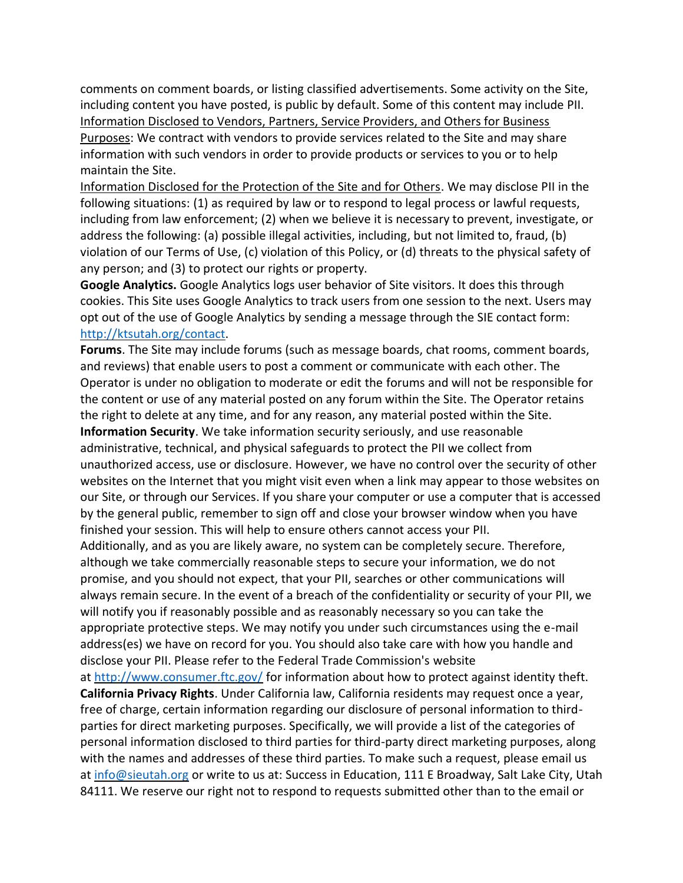comments on comment boards, or listing classified advertisements. Some activity on the Site, including content you have posted, is public by default. Some of this content may include PII.

Information Disclosed to Vendors, Partners, Service Providers, and Others for Business Purposes: We contract with vendors to provide services related to the Site and may share information with such vendors in order to provide products or services to you or to help maintain the Site.

Information Disclosed for the Protection of the Site and for Others. We may disclose PII in the following situations: (1) as required by law or to respond to legal process or lawful requests, including from law enforcement; (2) when we believe it is necessary to prevent, investigate, or address the following: (a) possible illegal activities, including, but not limited to, fraud, (b) violation of our Terms of Use, (c) violation of this Policy, or (d) threats to the physical safety of any person; and (3) to protect our rights or property.

**Google Analytics.** Google Analytics logs user behavior of Site visitors. It does this through cookies. This Site uses Google Analytics to track users from one session to the next. Users may opt out of the use of Google Analytics by sending a message through the SIE contact form: [http://ktsutah.org/contact](http://ktsutah.org/contact).

**Forums**. The Site may include forums (such as message boards, chat rooms, comment boards, and reviews) that enable users to post a comment or communicate with each other. The Operator is under no obligation to moderate or edit the forums and will not be responsible for the content or use of any material posted on any forum within the Site. The Operator retains the right to delete at any time, and for any reason, any material posted within the Site.

**Information Security**. We take information security seriously, and use reasonable administrative, technical, and physical safeguards to protect the PII we collect from unauthorized access, use or disclosure. However, we have no control over the security of other websites on the Internet that you might visit even when a link may appear to those websites on our Site, or through our Services. If you share your computer or use a computer that is accessed by the general public, remember to sign off and close your browser window when you have finished your session. This will help to ensure others cannot access your PII.

Additionally, and as you are likely aware, no system can be completely secure. Therefore, although we take commercially reasonable steps to secure your information, we do not promise, and you should not expect, that your PII, searches or other communications will always remain secure. In the event of a breach of the confidentiality or security of your PII, we will notify you if reasonably possible and as reasonably necessary so you can take the appropriate protective steps. We may notify you under such circumstances using the e-mail address(es) we have on record for you. You should also take care with how you handle and disclose your PII. Please refer to the Federal Trade Commission's website at [http://www.consumer.ftc.gov/](http://www.consumer.ftc.gov/) for information about how to protect against identity theft.

**California Privacy Rights**. Under California law, California residents may request once a year, free of charge, certain information regarding our disclosure of personal information to third-parties for direct marketing purposes. Specifically, we will provide a list of the categories of personal information disclosed to third parties for third-party direct marketing purposes, along with the names and addresses of these third parties. To make such a request, please email us at [info@sieutah.org](mailto:info@sieutah.org) or write to us at: Success in Education, 111 E Broadway, Salt Lake City, Utah 84111. We reserve our right not to respond to requests submitted other than to the email or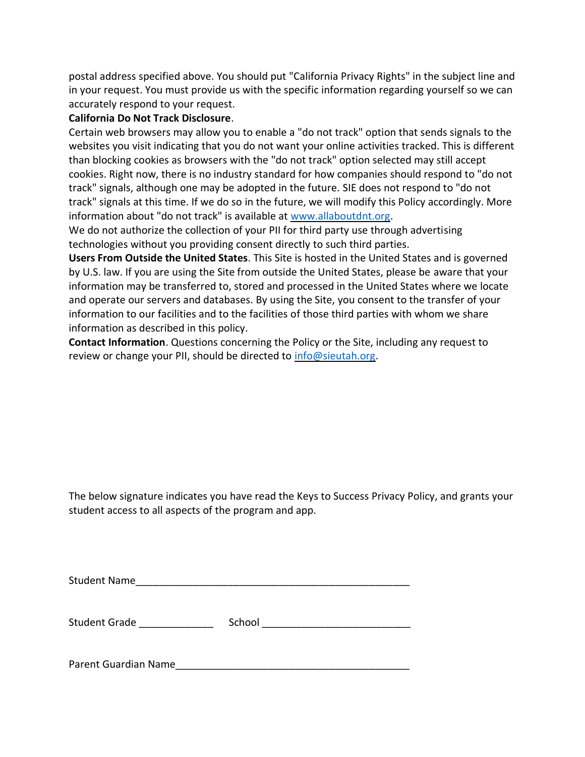postal address specified above. You should put "California Privacy Rights" in the subject line and in your request. You must provide us with the specific information regarding yourself so we can accurately respond to your request.

**California Do Not Track Disclosure**.

Certain web browsers may allow you to enable a "do not track" option that sends signals to the websites you visit indicating that you do not want your online activities tracked. This is different than blocking cookies as browsers with the "do not track" option selected may still accept cookies. Right now, there is no industry standard for how companies should respond to "do not track" signals, although one may be adopted in the future. SIE does not respond to "do not track" signals at this time. If we do so in the future, we will modify this Policy accordingly. More information about "do not track" is available at [www.allaboutdnt.org](http://www.allaboutdnt.org).

We do not authorize the collection of your PII for third party use through advertising technologies without you providing consent directly to such third parties.

**Users From Outside the United States**. This Site is hosted in the United States and is governed by U.S. law. If you are using the Site from outside the United States, please be aware that your information may be transferred to, stored and processed in the United States where we locate and operate our servers and databases. By using the Site, you consent to the transfer of your information to our facilities and to the facilities of those third parties with whom we share information as described in this policy.

**Contact Information**. Questions concerning the Policy or the Site, including any request to review or change your PII, should be directed to [info@sieutah.org](mailto:info@sieutah.org).

The below signature indicates you have read the Keys to Success Privacy Policy, and grants your student access to all aspects of the program and app.

Student Name_________________________________________________

Student Grade _____________ School __________________________

Parent Guardian Name__________________________________________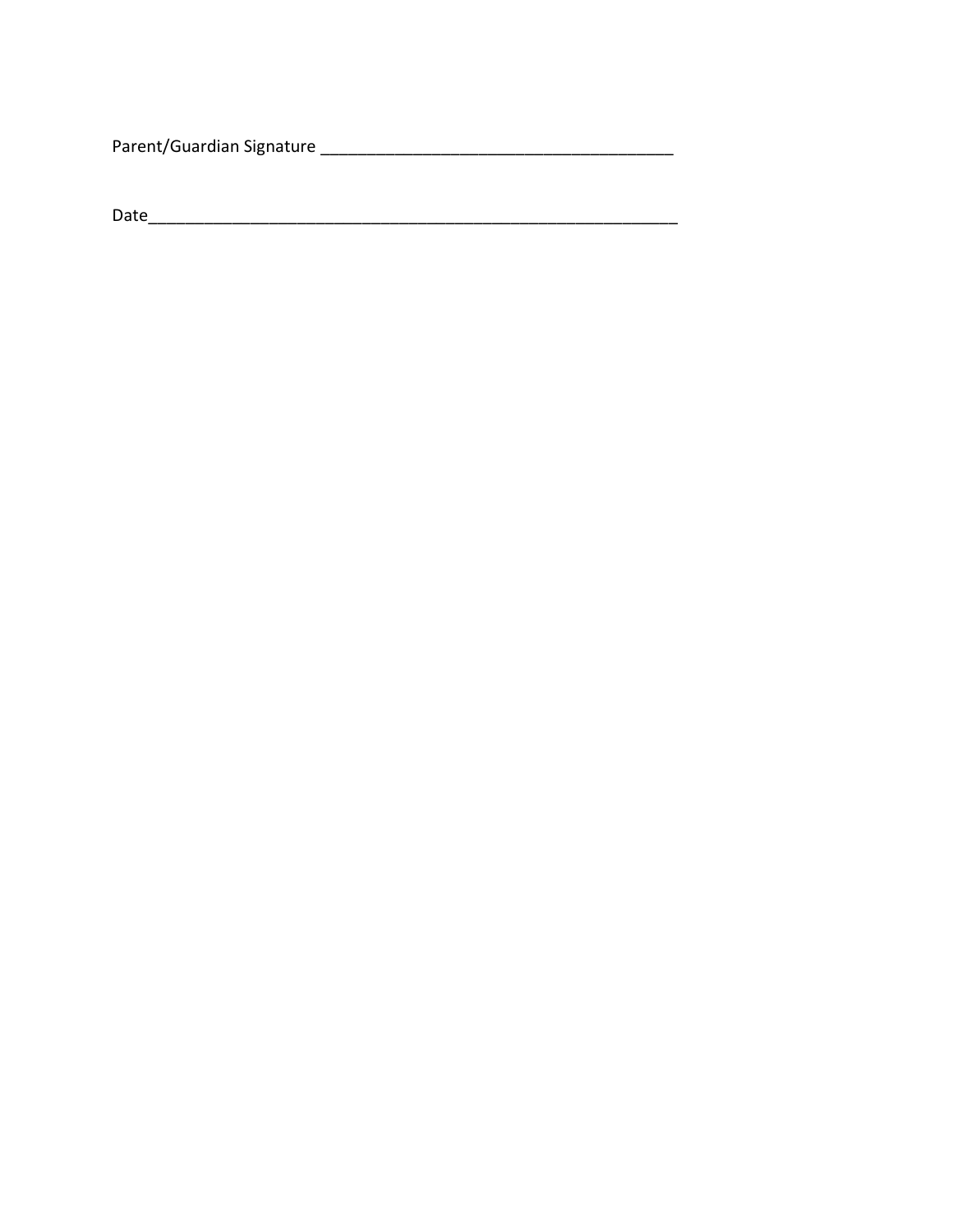Parent/Guardian Signature _______________________________________

Date___________________________________________________________